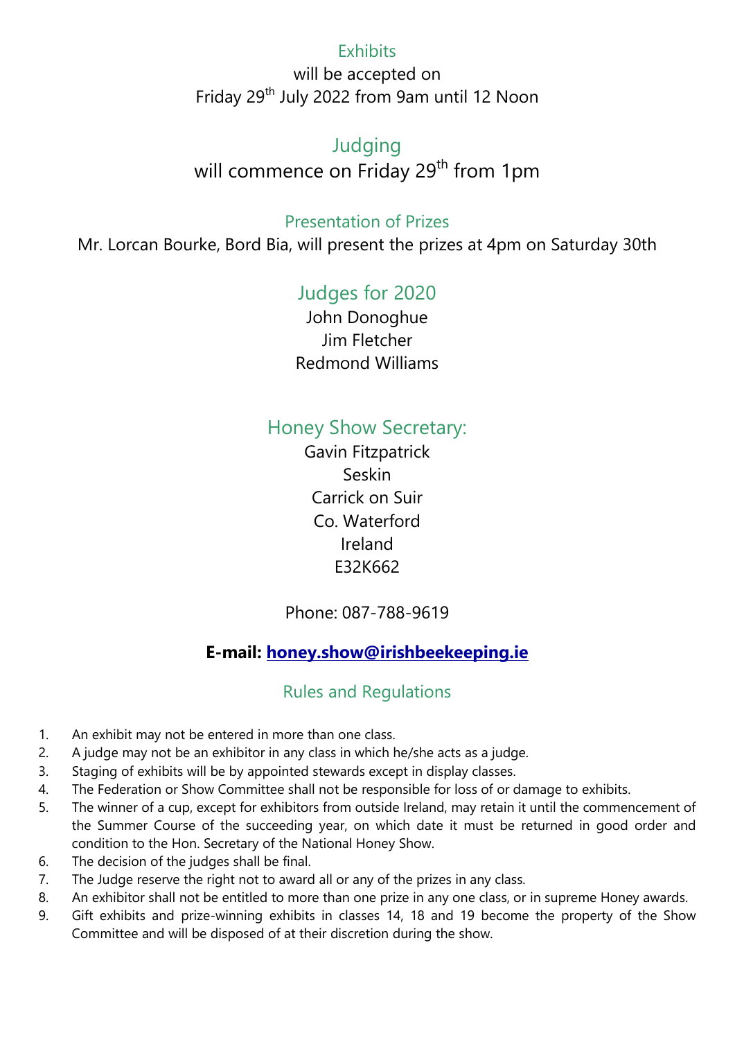## Exhibits

will be accepted on
Friday 29th July 2022 from 9am until 12 Noon

## Judging

will commence on Friday 29th from 1pm

## Presentation of Prizes

Mr. Lorcan Bourke, Bord Bia, will present the prizes at 4pm on Saturday 30th

## Judges for 2020

John Donoghue
Jim Fletcher
Redmond Williams

## Honey Show Secretary:

Gavin Fitzpatrick
Seskin
Carrick on Suir
Co. Waterford
Ireland
E32K662

Phone: 087-788-9619

**E-mail: [honey.show@irishbeekeeping.ie](mailto:honey.show@irishbeekeeping.ie)**

## Rules and Regulations

1. An exhibit may not be entered in more than one class.
2. A judge may not be an exhibitor in any class in which he/she acts as a judge.
3. Staging of exhibits will be by appointed stewards except in display classes.
4. The Federation or Show Committee shall not be responsible for loss of or damage to exhibits.
5. The winner of a cup, except for exhibitors from outside Ireland, may retain it until the commencement of the Summer Course of the succeeding year, on which date it must be returned in good order and condition to the Hon. Secretary of the National Honey Show.
6. The decision of the judges shall be final.
7. The Judge reserve the right not to award all or any of the prizes in any class.
8. An exhibitor shall not be entitled to more than one prize in any one class, or in supreme Honey awards.
9. Gift exhibits and prize-winning exhibits in classes 14, 18 and 19 become the property of the Show Committee and will be disposed of at their discretion during the show.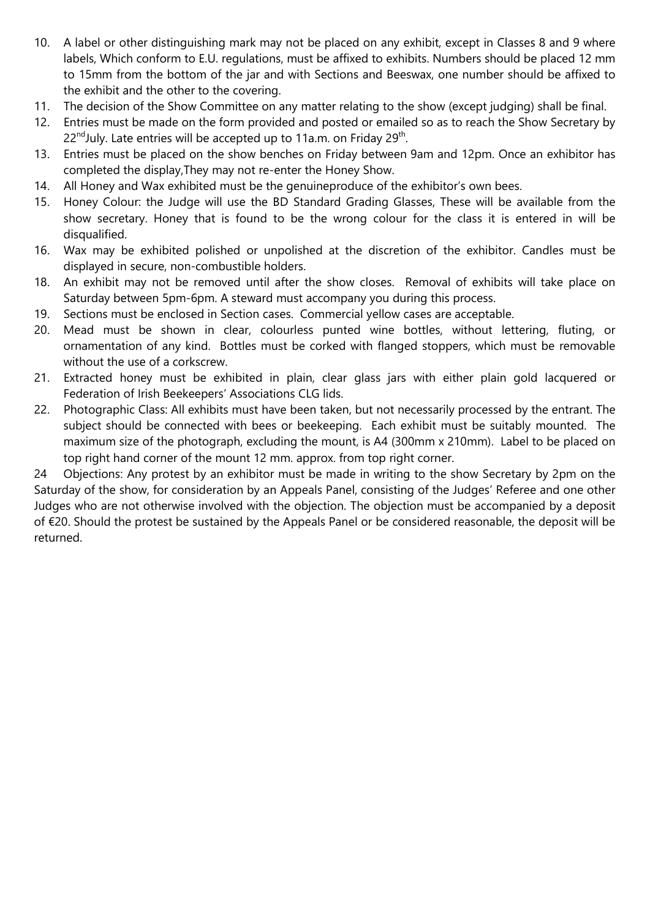10. A label or other distinguishing mark may not be placed on any exhibit, except in Classes 8 and 9 where labels, Which conform to E.U. regulations, must be affixed to exhibits. Numbers should be placed 12 mm to 15mm from the bottom of the jar and with Sections and Beeswax, one number should be affixed to the exhibit and the other to the covering.
11. The decision of the Show Committee on any matter relating to the show (except judging) shall be final.
12. Entries must be made on the form provided and posted or emailed so as to reach the Show Secretary by 22nd July. Late entries will be accepted up to 11a.m. on Friday 29th.
13. Entries must be placed on the show benches on Friday between 9am and 12pm. Once an exhibitor has completed the display,They may not re-enter the Honey Show.
14. All Honey and Wax exhibited must be the genuineproduce of the exhibitor's own bees.
15. Honey Colour: the Judge will use the BD Standard Grading Glasses, These will be available from the show secretary. Honey that is found to be the wrong colour for the class it is entered in will be disqualified.
16. Wax may be exhibited polished or unpolished at the discretion of the exhibitor. Candles must be displayed in secure, non-combustible holders.
18. An exhibit may not be removed until after the show closes. Removal of exhibits will take place on Saturday between 5pm-6pm. A steward must accompany you during this process.
19. Sections must be enclosed in Section cases. Commercial yellow cases are acceptable.
20. Mead must be shown in clear, colourless punted wine bottles, without lettering, fluting, or ornamentation of any kind. Bottles must be corked with flanged stoppers, which must be removable without the use of a corkscrew.
21. Extracted honey must be exhibited in plain, clear glass jars with either plain gold lacquered or Federation of Irish Beekeepers' Associations CLG lids.
22. Photographic Class: All exhibits must have been taken, but not necessarily processed by the entrant. The subject should be connected with bees or beekeeping. Each exhibit must be suitably mounted. The maximum size of the photograph, excluding the mount, is A4 (300mm x 210mm). Label to be placed on top right hand corner of the mount 12 mm. approx. from top right corner.

24 Objections: Any protest by an exhibitor must be made in writing to the show Secretary by 2pm on the Saturday of the show, for consideration by an Appeals Panel, consisting of the Judges' Referee and one other Judges who are not otherwise involved with the objection. The objection must be accompanied by a deposit of €20. Should the protest be sustained by the Appeals Panel or be considered reasonable, the deposit will be returned.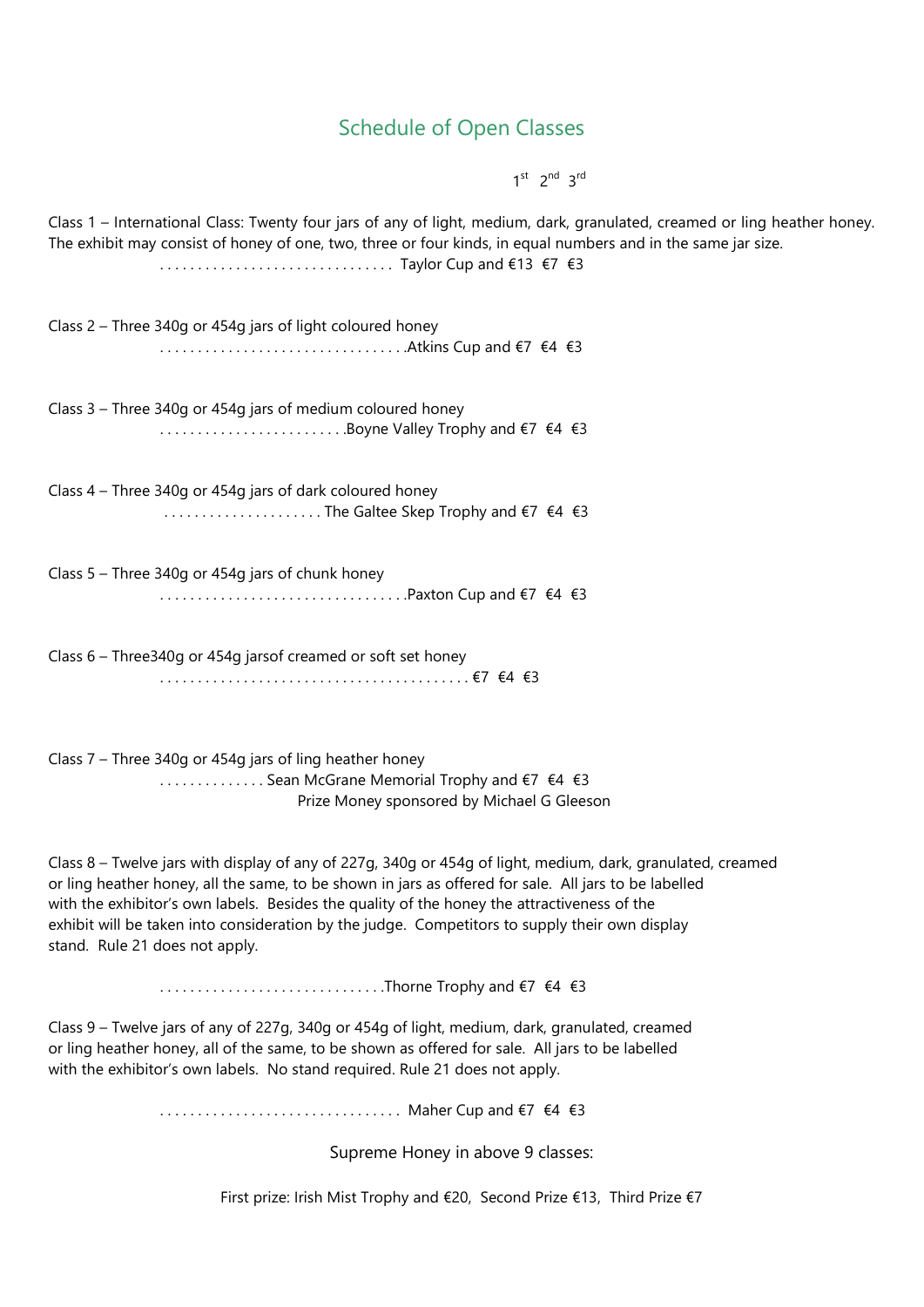## Schedule of Open Classes

1st 2nd 3rd

Class 1 – International Class: Twenty four jars of any of light, medium, dark, granulated, creamed or ling heather honey. The exhibit may consist of honey of one, two, three or four kinds, in equal numbers and in the same jar size.

. . . . . . . . . . . . . . . . . . . . . . . . . . . . . . . Taylor Cup and €13 €7 €3

Class 2 – Three 340g or 454g jars of light coloured honey

. . . . . . . . . . . . . . . . . . . . . . . . . . . . . . . .Atkins Cup and €7 €4 €3

Class 3 – Three 340g or 454g jars of medium coloured honey

. . . . . . . . . . . . . . . . . . . . . . . . .Boyne Valley Trophy and €7 €4 €3

Class 4 – Three 340g or 454g jars of dark coloured honey

. . . . . . . . . . . . . . . . . . . . . The Galtee Skep Trophy and €7 €4 €3

Class 5 – Three 340g or 454g jars of chunk honey

. . . . . . . . . . . . . . . . . . . . . . . . . . . . . . . .Paxton Cup and €7 €4 €3

Class 6 – Three340g or 454g jarsof creamed or soft set honey

. . . . . . . . . . . . . . . . . . . . . . . . . . . . . . . . . . . . . . . . . €7 €4 €3

Class 7 – Three 340g or 454g jars of ling heather honey

. . . . . . . . . . . . . . Sean McGrane Memorial Trophy and €7 €4 €3

Prize Money sponsored by Michael G Gleeson

Class 8 – Twelve jars with display of any of 227g, 340g or 454g of light, medium, dark, granulated, creamed or ling heather honey, all the same, to be shown in jars as offered for sale. All jars to be labelled with the exhibitor's own labels. Besides the quality of the honey the attractiveness of the exhibit will be taken into consideration by the judge. Competitors to supply their own display stand. Rule 21 does not apply.

. . . . . . . . . . . . . . . . . . . . . . . . . . . . . .Thorne Trophy and €7 €4 €3

Class 9 – Twelve jars of any of 227g, 340g or 454g of light, medium, dark, granulated, creamed or ling heather honey, all of the same, to be shown as offered for sale. All jars to be labelled with the exhibitor's own labels. No stand required. Rule 21 does not apply.

. . . . . . . . . . . . . . . . . . . . . . . . . . . . . . . . Maher Cup and €7 €4 €3

Supreme Honey in above 9 classes:

First prize: Irish Mist Trophy and €20, Second Prize €13, Third Prize €7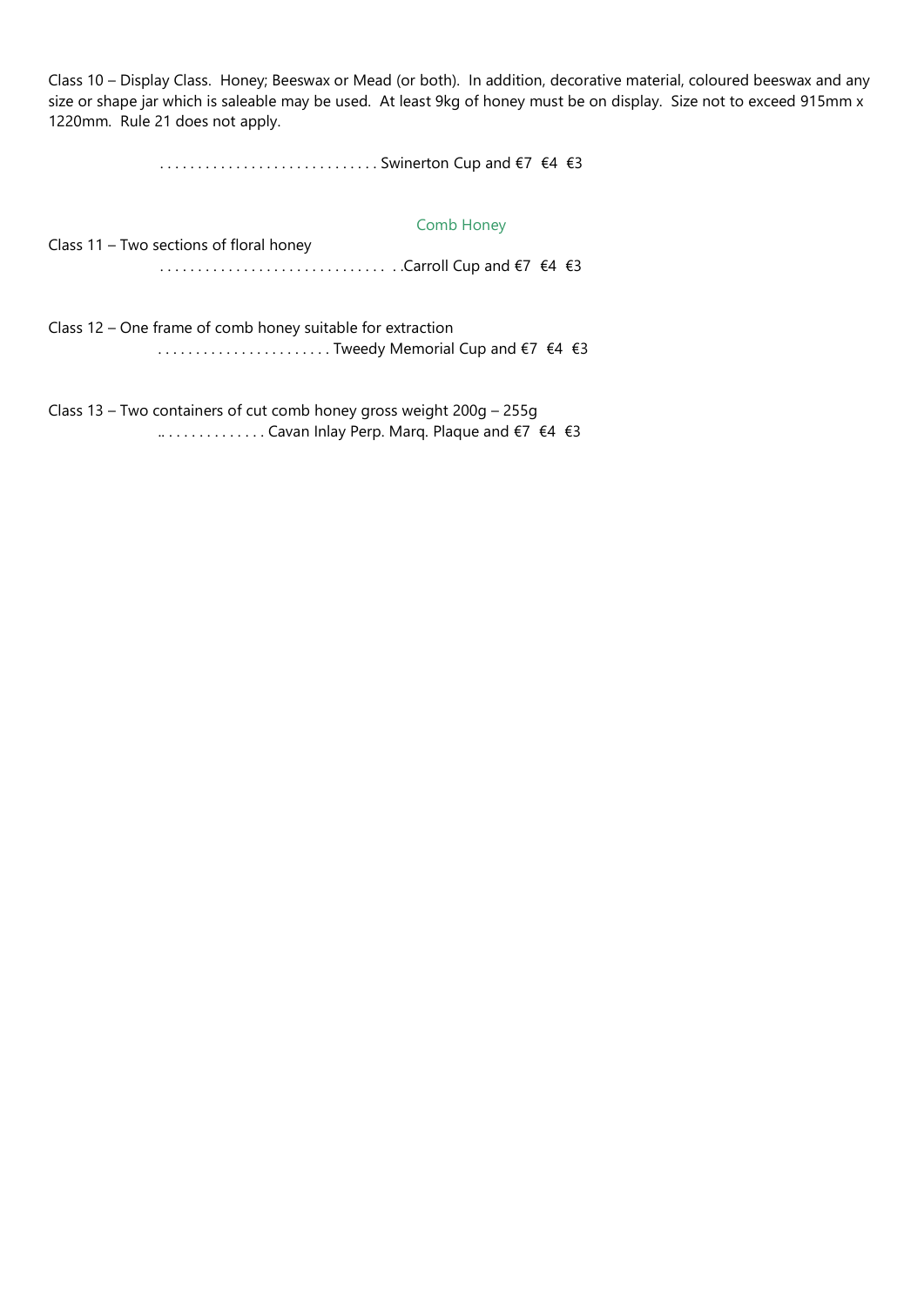Class 10 – Display Class. Honey; Beeswax or Mead (or both). In addition, decorative material, coloured beeswax and any size or shape jar which is saleable may be used. At least 9kg of honey must be on display. Size not to exceed 915mm x 1220mm. Rule 21 does not apply.

. . . . . . . . . . . . . . . . . . . . . . . . . . . . . Swinerton Cup and €7 €4 €3

## Comb Honey

Class 11 – Two sections of floral honey

. . . . . . . . . . . . . . . . . . . . . . . . . . . . . . . .Carroll Cup and €7 €4 €3

Class 12 – One frame of comb honey suitable for extraction

. . . . . . . . . . . . . . . . . . . . . . . Tweedy Memorial Cup and €7 €4 €3

Class 13 – Two containers of cut comb honey gross weight 200g – 255g

.. . . . . . . . . . . . . . Cavan Inlay Perp. Marq. Plaque and €7 €4 €3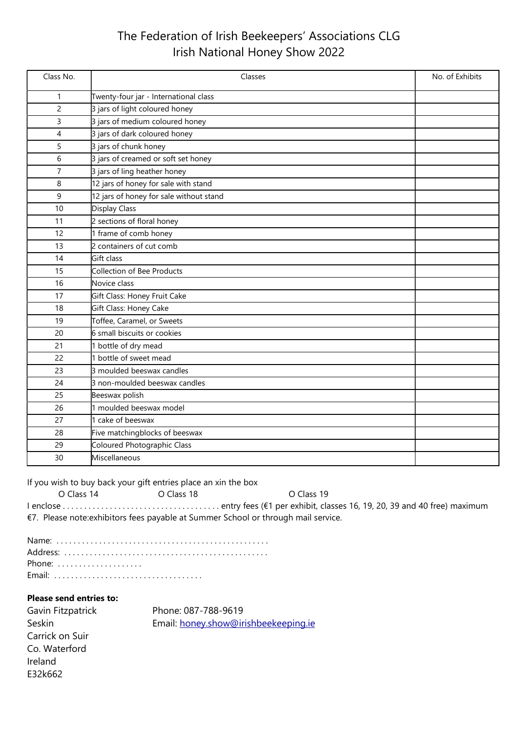# The Federation of Irish Beekeepers' Associations CLG
# Irish National Honey Show 2022

| Class No. | Classes | No. of Exhibits |
|---|---|---|
| 1 | Twenty-four jar - International class | |
| 2 | 3 jars of light coloured honey | |
| 3 | 3 jars of medium coloured honey | |
| 4 | 3 jars of dark coloured honey | |
| 5 | 3 jars of chunk honey | |
| 6 | 3 jars of creamed or soft set honey | |
| 7 | 3 jars of ling heather honey | |
| 8 | 12 jars of honey for sale with stand | |
| 9 | 12 jars of honey for sale without stand | |
| 10 | Display Class | |
| 11 | 2 sections of floral honey | |
| 12 | 1 frame of comb honey | |
| 13 | 2 containers of cut comb | |
| 14 | Gift class | |
| 15 | Collection of Bee Products | |
| 16 | Novice class | |
| 17 | Gift Class: Honey Fruit Cake | |
| 18 | Gift Class: Honey Cake | |
| 19 | Toffee, Caramel, or Sweets | |
| 20 | 6 small biscuits or cookies | |
| 21 | 1 bottle of dry mead | |
| 22 | 1 bottle of sweet mead | |
| 23 | 3 moulded beeswax candles | |
| 24 | 3 non-moulded beeswax candles | |
| 25 | Beeswax polish | |
| 26 | 1 moulded beeswax model | |
| 27 | 1 cake of beeswax | |
| 28 | Five matchingblocks of beeswax | |
| 29 | Coloured Photographic Class | |
| 30 | Miscellaneous | |

If you wish to buy back your gift entries place an xin the box

O Class 14 O Class 18 O Class 19

I enclose . . . . . . . . . . . . . . . . . . . . . . . . . . . . . . . . . . . . entry fees (€1 per exhibit, classes 16, 19, 20, 39 and 40 free) maximum €7. Please note:exhibitors fees payable at Summer School or through mail service.

Name: . . . . . . . . . . . . . . . . . . . . . . . . . . . . . . . . . . . . . . . . . . . . . . . .
Address: . . . . . . . . . . . . . . . . . . . . . . . . . . . . . . . . . . . . . . . . . . . . . .
Phone: . . . . . . . . . . . . . . . . . . .
Email: . . . . . . . . . . . . . . . . . . . . . . . . . . . . . . . . . .

**Please send entries to:**

Gavin Fitzpatrick
Seskin
Carrick on Suir
Co. Waterford
Ireland
E32k662

Phone: 087-788-9619
Email: honey.show@irishbeekeeping.ie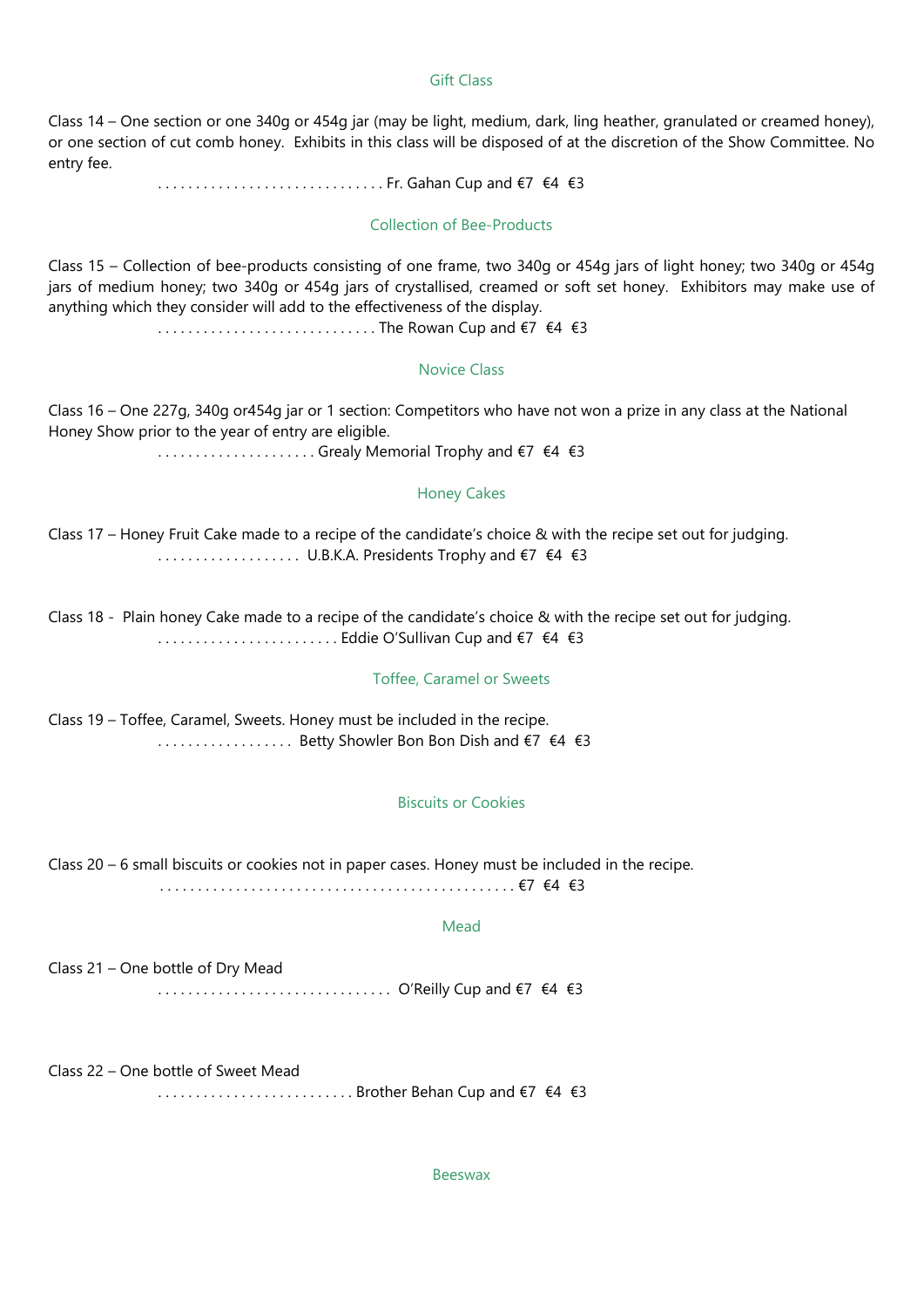## Gift Class

Class 14 – One section or one 340g or 454g jar (may be light, medium, dark, ling heather, granulated or creamed honey), or one section of cut comb honey. Exhibits in this class will be disposed of at the discretion of the Show Committee. No entry fee.

. . . . . . . . . . . . . . . . . . . . . . . . . . . . . . Fr. Gahan Cup and €7 €4 €3

## Collection of Bee-Products

Class 15 – Collection of bee-products consisting of one frame, two 340g or 454g jars of light honey; two 340g or 454g jars of medium honey; two 340g or 454g jars of crystallised, creamed or soft set honey. Exhibitors may make use of anything which they consider will add to the effectiveness of the display.

. . . . . . . . . . . . . . . . . . . . . . . . . . . . . The Rowan Cup and €7 €4 €3

## Novice Class

Class 16 – One 227g, 340g or454g jar or 1 section: Competitors who have not won a prize in any class at the National Honey Show prior to the year of entry are eligible.

. . . . . . . . . . . . . . . . . . . . . Grealy Memorial Trophy and €7 €4 €3

## Honey Cakes

Class 17 – Honey Fruit Cake made to a recipe of the candidate's choice & with the recipe set out for judging.

. . . . . . . . . . . . . . . . . . . U.B.K.A. Presidents Trophy and €7 €4 €3

Class 18 - Plain honey Cake made to a recipe of the candidate's choice & with the recipe set out for judging.

. . . . . . . . . . . . . . . . . . . . . . . . Eddie O'Sullivan Cup and €7 €4 €3

## Toffee, Caramel or Sweets

Class 19 – Toffee, Caramel, Sweets. Honey must be included in the recipe.

. . . . . . . . . . . . . . . . . . Betty Showler Bon Bon Dish and €7 €4 €3

## Biscuits or Cookies

Class 20 – 6 small biscuits or cookies not in paper cases. Honey must be included in the recipe.

. . . . . . . . . . . . . . . . . . . . . . . . . . . . . . . . . . . . . . . . . . . . . . . €7 €4 €3

## Mead

Class 21 – One bottle of Dry Mead

. . . . . . . . . . . . . . . . . . . . . . . . . . . . . . . O'Reilly Cup and €7 €4 €3

Class 22 – One bottle of Sweet Mead

. . . . . . . . . . . . . . . . . . . . . . . . . . Brother Behan Cup and €7 €4 €3

## Beeswax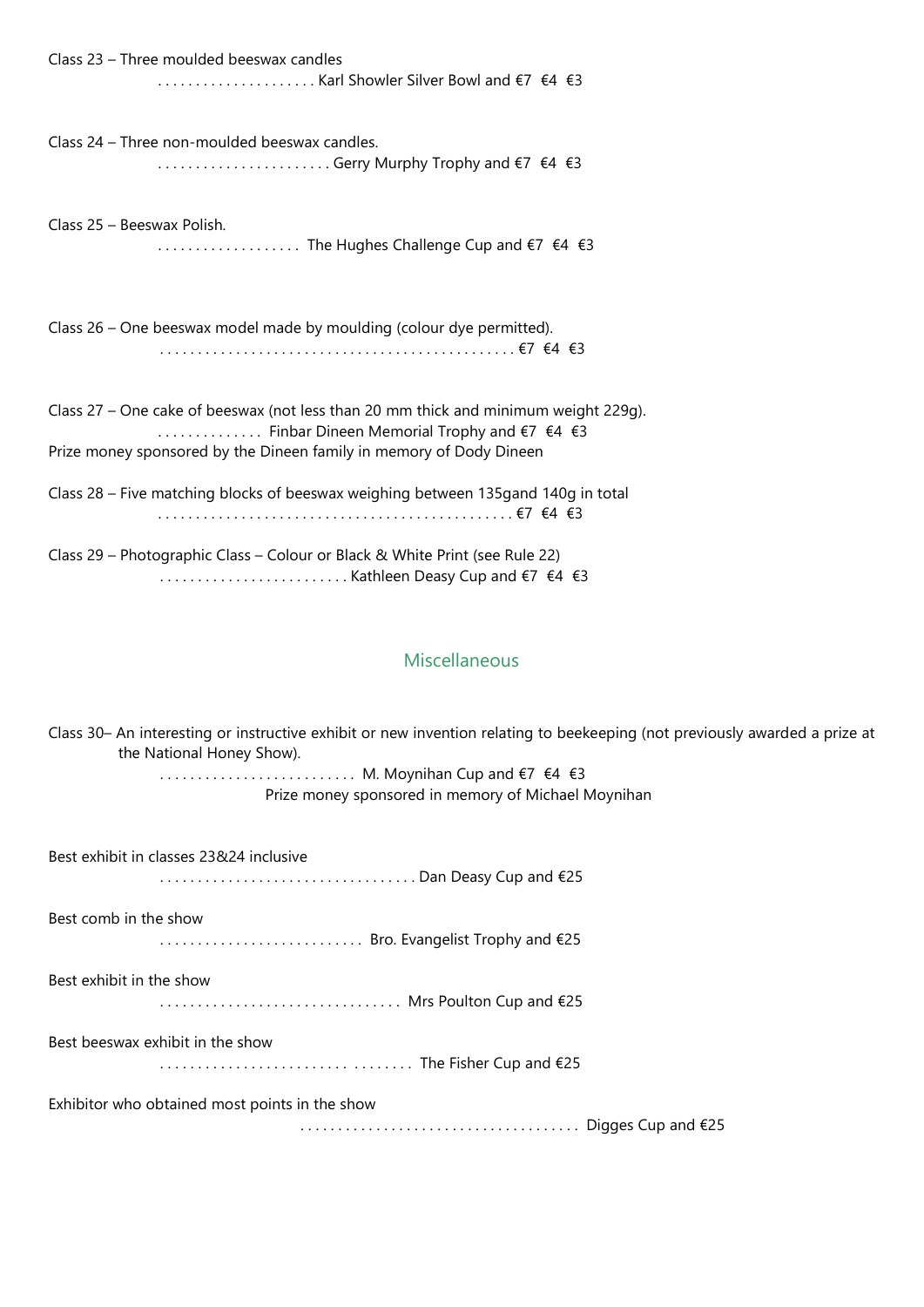Class 23 – Three moulded beeswax candles

. . . . . . . . . . . . . . . . . . . . . Karl Showler Silver Bowl and €7 €4 €3

Class 24 – Three non-moulded beeswax candles.

. . . . . . . . . . . . . . . . . . . . . . . Gerry Murphy Trophy and €7 €4 €3

Class 25 – Beeswax Polish.

. . . . . . . . . . . . . . . . . . . The Hughes Challenge Cup and €7 €4 €3

Class 26 – One beeswax model made by moulding (colour dye permitted).

. . . . . . . . . . . . . . . . . . . . . . . . . . . . . . . . . . . . . . . . . . . . . . €7 €4 €3

Class 27 – One cake of beeswax (not less than 20 mm thick and minimum weight 229g).

. . . . . . . . . . . . . . Finbar Dineen Memorial Trophy and €7 €4 €3

Prize money sponsored by the Dineen family in memory of Dody Dineen

Class 28 – Five matching blocks of beeswax weighing between 135gand 140g in total

. . . . . . . . . . . . . . . . . . . . . . . . . . . . . . . . . . . . . . . . . . . . . . €7 €4 €3

Class 29 – Photographic Class – Colour or Black & White Print (see Rule 22)

. . . . . . . . . . . . . . . . . . . . . . . . . Kathleen Deasy Cup and €7 €4 €3

## Miscellaneous

Class 30– An interesting or instructive exhibit or new invention relating to beekeeping (not previously awarded a prize at the National Honey Show).

. . . . . . . . . . . . . . . . . . . . . . . . . . M. Moynihan Cup and €7 €4 €3

Prize money sponsored in memory of Michael Moynihan

Best exhibit in classes 23&24 inclusive

. . . . . . . . . . . . . . . . . . . . . . . . . . . . . . . . . . Dan Deasy Cup and €25

Best comb in the show

. . . . . . . . . . . . . . . . . . . . . . . . . . . Bro. Evangelist Trophy and €25

Best exhibit in the show

. . . . . . . . . . . . . . . . . . . . . . . . . . . . . . . . Mrs Poulton Cup and €25

Best beeswax exhibit in the show

. . . . . . . . . . . . . . . . . . . . . . . . . . . . . . . The Fisher Cup and €25

Exhibitor who obtained most points in the show

. . . . . . . . . . . . . . . . . . . . . . . . . . . . . . . . . . . . . Digges Cup and €25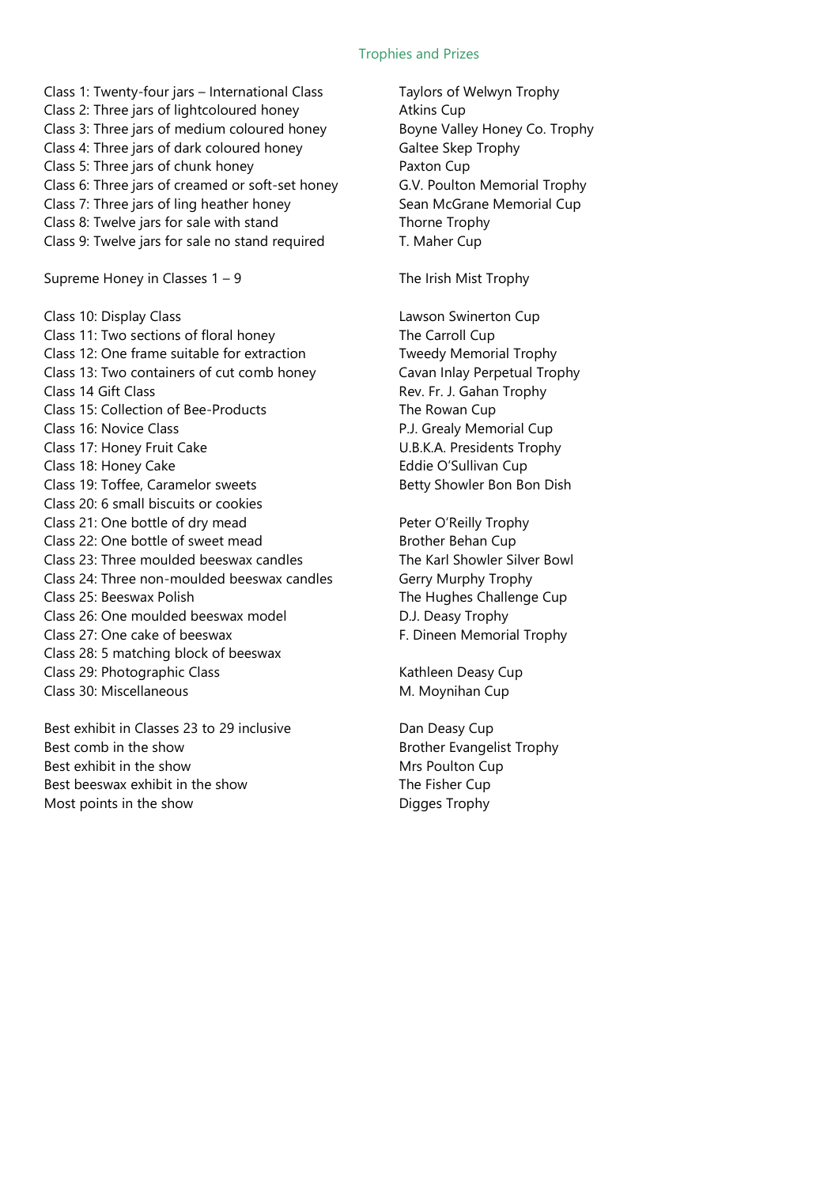## Trophies and Prizes

| | |
|---|---|
| Class 1: Twenty-four jars – International Class | Taylors of Welwyn Trophy |
| Class 2: Three jars of lightcoloured honey | Atkins Cup |
| Class 3: Three jars of medium coloured honey | Boyne Valley Honey Co. Trophy |
| Class 4: Three jars of dark coloured honey | Galtee Skep Trophy |
| Class 5: Three jars of chunk honey | Paxton Cup |
| Class 6: Three jars of creamed or soft-set honey | G.V. Poulton Memorial Trophy |
| Class 7: Three jars of ling heather honey | Sean McGrane Memorial Cup |
| Class 8: Twelve jars for sale with stand | Thorne Trophy |
| Class 9: Twelve jars for sale no stand required | T. Maher Cup |
| | |
| Supreme Honey in Classes 1 – 9 | The Irish Mist Trophy |
| | |
| Class 10: Display Class | Lawson Swinerton Cup |
| Class 11: Two sections of floral honey | The Carroll Cup |
| Class 12: One frame suitable for extraction | Tweedy Memorial Trophy |
| Class 13: Two containers of cut comb honey | Cavan Inlay Perpetual Trophy |
| Class 14 Gift Class | Rev. Fr. J. Gahan Trophy |
| Class 15: Collection of Bee-Products | The Rowan Cup |
| Class 16: Novice Class | P.J. Grealy Memorial Cup |
| Class 17: Honey Fruit Cake | U.B.K.A. Presidents Trophy |
| Class 18: Honey Cake | Eddie O'Sullivan Cup |
| Class 19: Toffee, Caramelor sweets | Betty Showler Bon Bon Dish |
| Class 20: 6 small biscuits or cookies | |
| Class 21: One bottle of dry mead | Peter O'Reilly Trophy |
| Class 22: One bottle of sweet mead | Brother Behan Cup |
| Class 23: Three moulded beeswax candles | The Karl Showler Silver Bowl |
| Class 24: Three non-moulded beeswax candles | Gerry Murphy Trophy |
| Class 25: Beeswax Polish | The Hughes Challenge Cup |
| Class 26: One moulded beeswax model | D.J. Deasy Trophy |
| Class 27: One cake of beeswax | F. Dineen Memorial Trophy |
| Class 28: 5 matching block of beeswax | |
| Class 29: Photographic Class | Kathleen Deasy Cup |
| Class 30: Miscellaneous | M. Moynihan Cup |
| | |
| Best exhibit in Classes 23 to 29 inclusive | Dan Deasy Cup |
| Best comb in the show | Brother Evangelist Trophy |
| Best exhibit in the show | Mrs Poulton Cup |
| Best beeswax exhibit in the show | The Fisher Cup |
| Most points in the show | Digges Trophy |